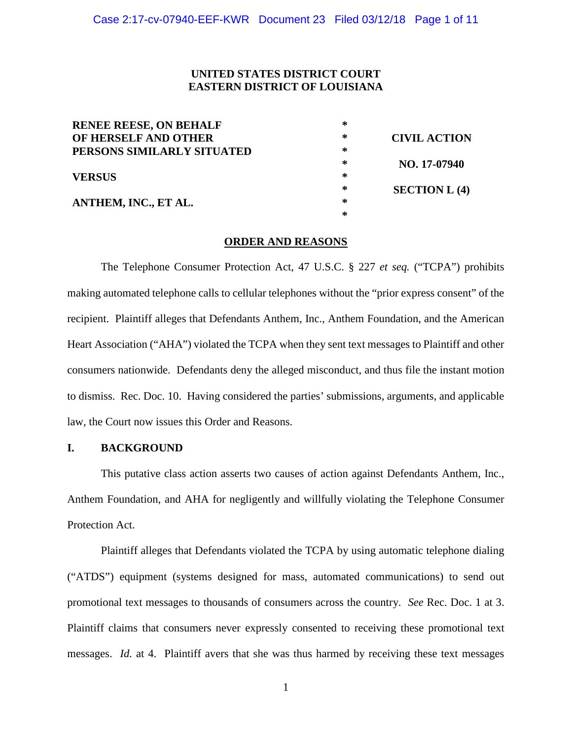**UNITED STATES DISTRICT COURT**
**EASTERN DISTRICT OF LOUISIANA**

| | | |
|---|---|---|
| **RENEE REESE, ON BEHALF OF HERSELF AND OTHER PERSONS SIMILARLY SITUATED** | * | **CIVIL ACTION** |
| | * | **NO. 17-07940** |
| **VERSUS** | * | **SECTION L (4)** |
| **ANTHEM, INC., ET AL.** | * | |

**ORDER AND REASONS**

The Telephone Consumer Protection Act, 47 U.S.C. § 227 *et seq.* ("TCPA") prohibits making automated telephone calls to cellular telephones without the "prior express consent" of the recipient. Plaintiff alleges that Defendants Anthem, Inc., Anthem Foundation, and the American Heart Association ("AHA") violated the TCPA when they sent text messages to Plaintiff and other consumers nationwide. Defendants deny the alleged misconduct, and thus file the instant motion to dismiss. Rec. Doc. 10. Having considered the parties' submissions, arguments, and applicable law, the Court now issues this Order and Reasons.

## I. BACKGROUND

This putative class action asserts two causes of action against Defendants Anthem, Inc., Anthem Foundation, and AHA for negligently and willfully violating the Telephone Consumer Protection Act.

Plaintiff alleges that Defendants violated the TCPA by using automatic telephone dialing ("ATDS") equipment (systems designed for mass, automated communications) to send out promotional text messages to thousands of consumers across the country. *See* Rec. Doc. 1 at 3. Plaintiff claims that consumers never expressly consented to receiving these promotional text messages. *Id.* at 4. Plaintiff avers that she was thus harmed by receiving these text messages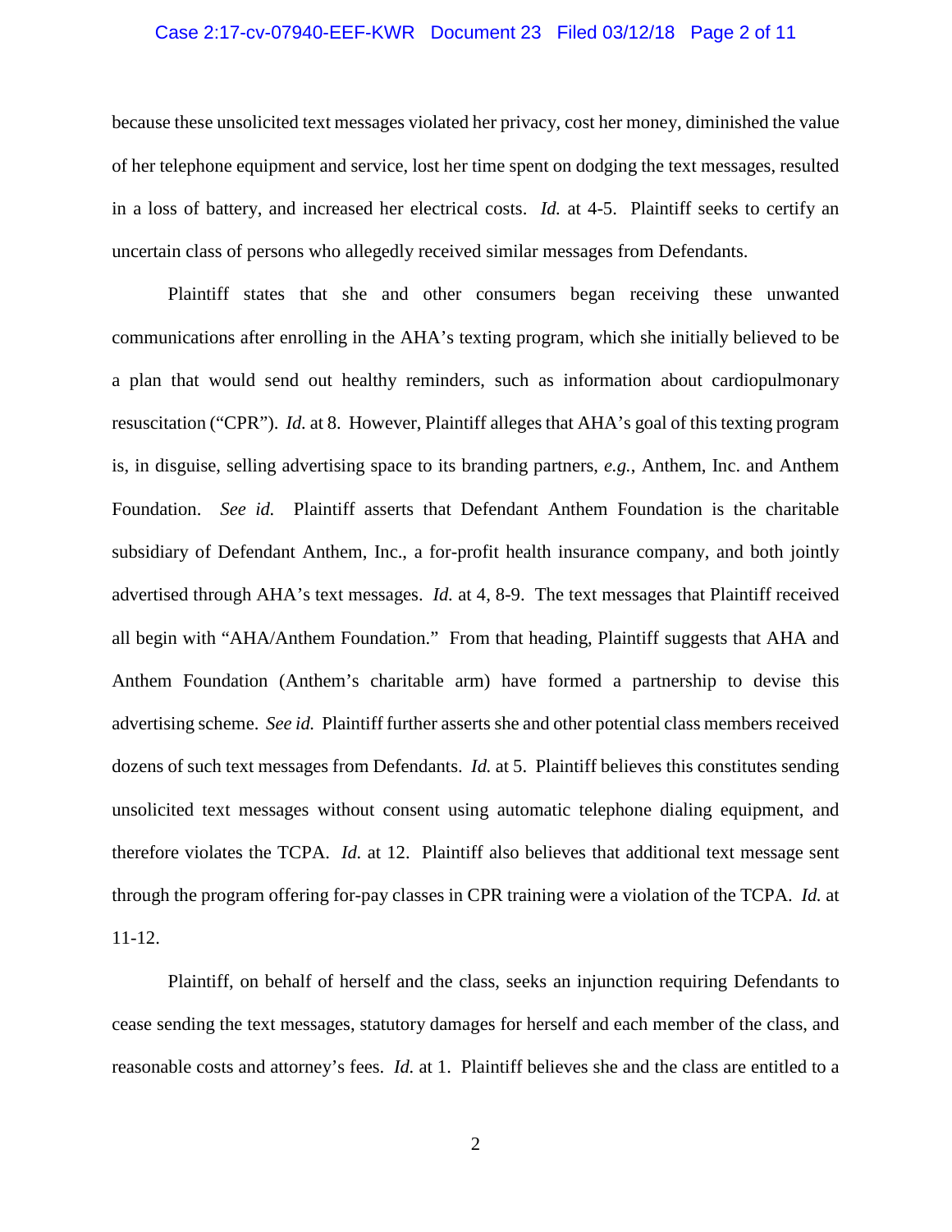because these unsolicited text messages violated her privacy, cost her money, diminished the value of her telephone equipment and service, lost her time spent on dodging the text messages, resulted in a loss of battery, and increased her electrical costs. *Id.* at 4-5. Plaintiff seeks to certify an uncertain class of persons who allegedly received similar messages from Defendants.

Plaintiff states that she and other consumers began receiving these unwanted communications after enrolling in the AHA's texting program, which she initially believed to be a plan that would send out healthy reminders, such as information about cardiopulmonary resuscitation ("CPR"). *Id.* at 8. However, Plaintiff alleges that AHA's goal of this texting program is, in disguise, selling advertising space to its branding partners, *e.g.*, Anthem, Inc. and Anthem Foundation. *See id.* Plaintiff asserts that Defendant Anthem Foundation is the charitable subsidiary of Defendant Anthem, Inc., a for-profit health insurance company, and both jointly advertised through AHA's text messages. *Id.* at 4, 8-9. The text messages that Plaintiff received all begin with "AHA/Anthem Foundation." From that heading, Plaintiff suggests that AHA and Anthem Foundation (Anthem's charitable arm) have formed a partnership to devise this advertising scheme. *See id.* Plaintiff further asserts she and other potential class members received dozens of such text messages from Defendants. *Id.* at 5. Plaintiff believes this constitutes sending unsolicited text messages without consent using automatic telephone dialing equipment, and therefore violates the TCPA. *Id.* at 12. Plaintiff also believes that additional text message sent through the program offering for-pay classes in CPR training were a violation of the TCPA. *Id.* at 11-12.

Plaintiff, on behalf of herself and the class, seeks an injunction requiring Defendants to cease sending the text messages, statutory damages for herself and each member of the class, and reasonable costs and attorney's fees. *Id.* at 1. Plaintiff believes she and the class are entitled to a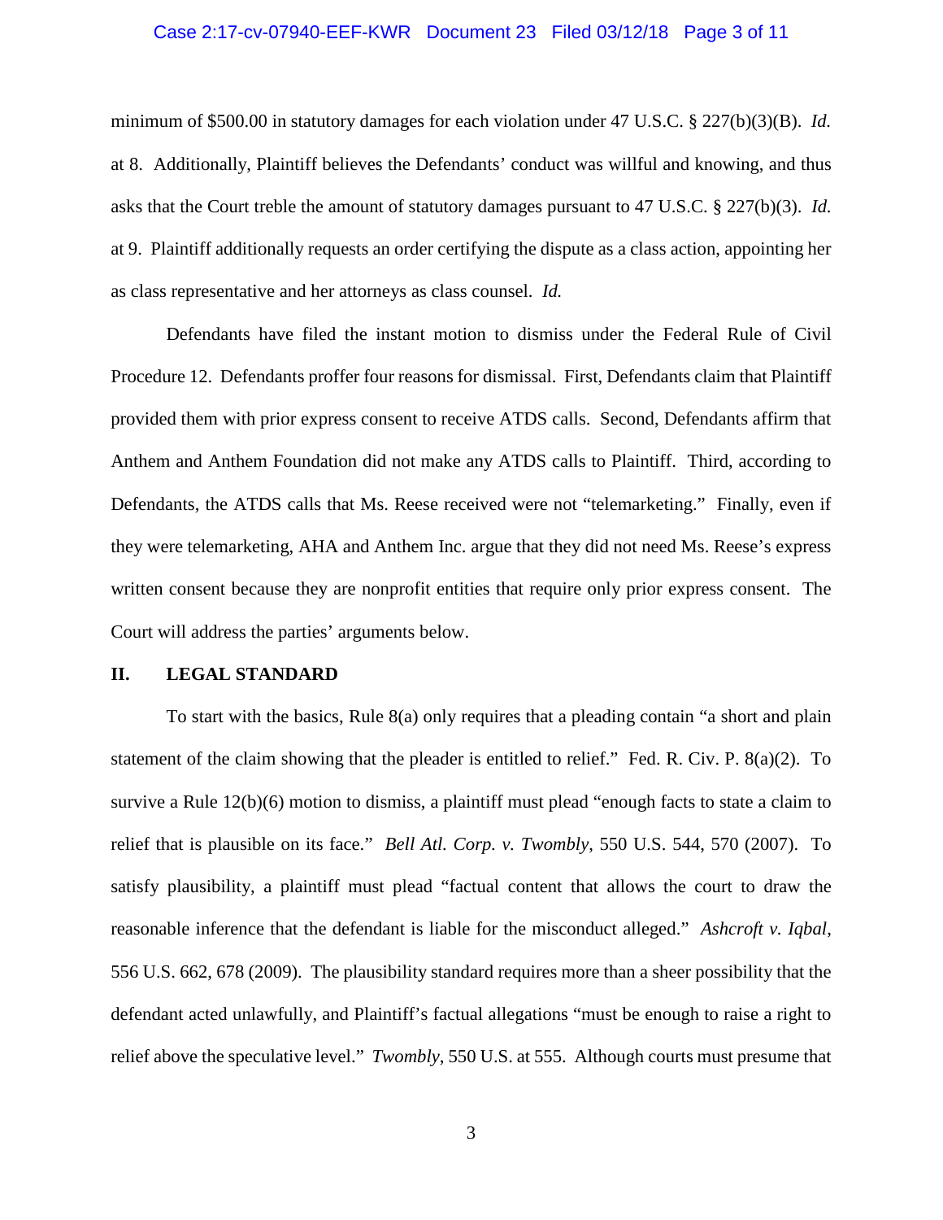minimum of $500.00 in statutory damages for each violation under 47 U.S.C. § 227(b)(3)(B). *Id.* at 8. Additionally, Plaintiff believes the Defendants' conduct was willful and knowing, and thus asks that the Court treble the amount of statutory damages pursuant to 47 U.S.C. § 227(b)(3). *Id.* at 9. Plaintiff additionally requests an order certifying the dispute as a class action, appointing her as class representative and her attorneys as class counsel. *Id.*

Defendants have filed the instant motion to dismiss under the Federal Rule of Civil Procedure 12. Defendants proffer four reasons for dismissal. First, Defendants claim that Plaintiff provided them with prior express consent to receive ATDS calls. Second, Defendants affirm that Anthem and Anthem Foundation did not make any ATDS calls to Plaintiff. Third, according to Defendants, the ATDS calls that Ms. Reese received were not "telemarketing." Finally, even if they were telemarketing, AHA and Anthem Inc. argue that they did not need Ms. Reese's express written consent because they are nonprofit entities that require only prior express consent. The Court will address the parties' arguments below.

## II. LEGAL STANDARD

To start with the basics, Rule 8(a) only requires that a pleading contain "a short and plain statement of the claim showing that the pleader is entitled to relief." Fed. R. Civ. P. 8(a)(2). To survive a Rule 12(b)(6) motion to dismiss, a plaintiff must plead "enough facts to state a claim to relief that is plausible on its face." *Bell Atl. Corp. v. Twombly*, 550 U.S. 544, 570 (2007). To satisfy plausibility, a plaintiff must plead "factual content that allows the court to draw the reasonable inference that the defendant is liable for the misconduct alleged." *Ashcroft v. Iqbal*, 556 U.S. 662, 678 (2009). The plausibility standard requires more than a sheer possibility that the defendant acted unlawfully, and Plaintiff's factual allegations "must be enough to raise a right to relief above the speculative level." *Twombly*, 550 U.S. at 555. Although courts must presume that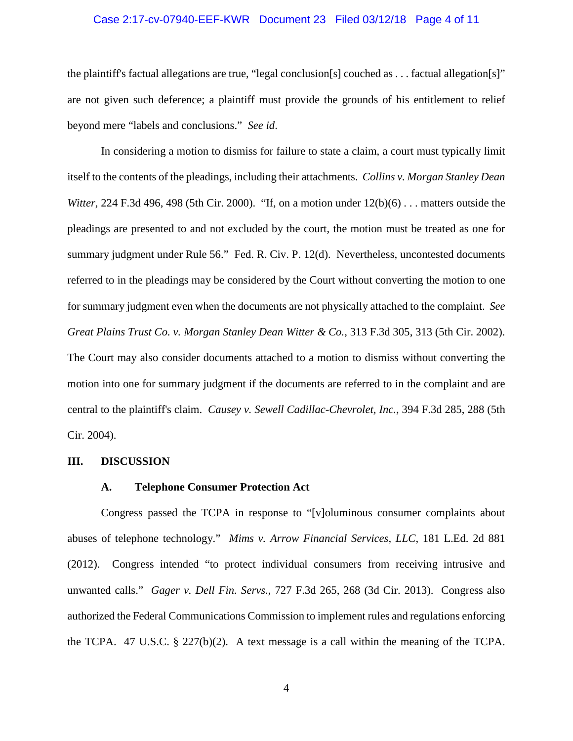the plaintiff's factual allegations are true, "legal conclusion[s] couched as . . . factual allegation[s]" are not given such deference; a plaintiff must provide the grounds of his entitlement to relief beyond mere "labels and conclusions." *See id*.

In considering a motion to dismiss for failure to state a claim, a court must typically limit itself to the contents of the pleadings, including their attachments. *Collins v. Morgan Stanley Dean Witter*, 224 F.3d 496, 498 (5th Cir. 2000). "If, on a motion under 12(b)(6) . . . matters outside the pleadings are presented to and not excluded by the court, the motion must be treated as one for summary judgment under Rule 56." Fed. R. Civ. P. 12(d). Nevertheless, uncontested documents referred to in the pleadings may be considered by the Court without converting the motion to one for summary judgment even when the documents are not physically attached to the complaint. *See Great Plains Trust Co. v. Morgan Stanley Dean Witter & Co.*, 313 F.3d 305, 313 (5th Cir. 2002). The Court may also consider documents attached to a motion to dismiss without converting the motion into one for summary judgment if the documents are referred to in the complaint and are central to the plaintiff's claim. *Causey v. Sewell Cadillac-Chevrolet, Inc.*, 394 F.3d 285, 288 (5th Cir. 2004).

## III. DISCUSSION

### A. Telephone Consumer Protection Act

Congress passed the TCPA in response to "[v]oluminous consumer complaints about abuses of telephone technology." *Mims v. Arrow Financial Services, LLC*, 181 L.Ed. 2d 881 (2012). Congress intended "to protect individual consumers from receiving intrusive and unwanted calls." *Gager v. Dell Fin. Servs.*, 727 F.3d 265, 268 (3d Cir. 2013). Congress also authorized the Federal Communications Commission to implement rules and regulations enforcing the TCPA. 47 U.S.C. § 227(b)(2). A text message is a call within the meaning of the TCPA.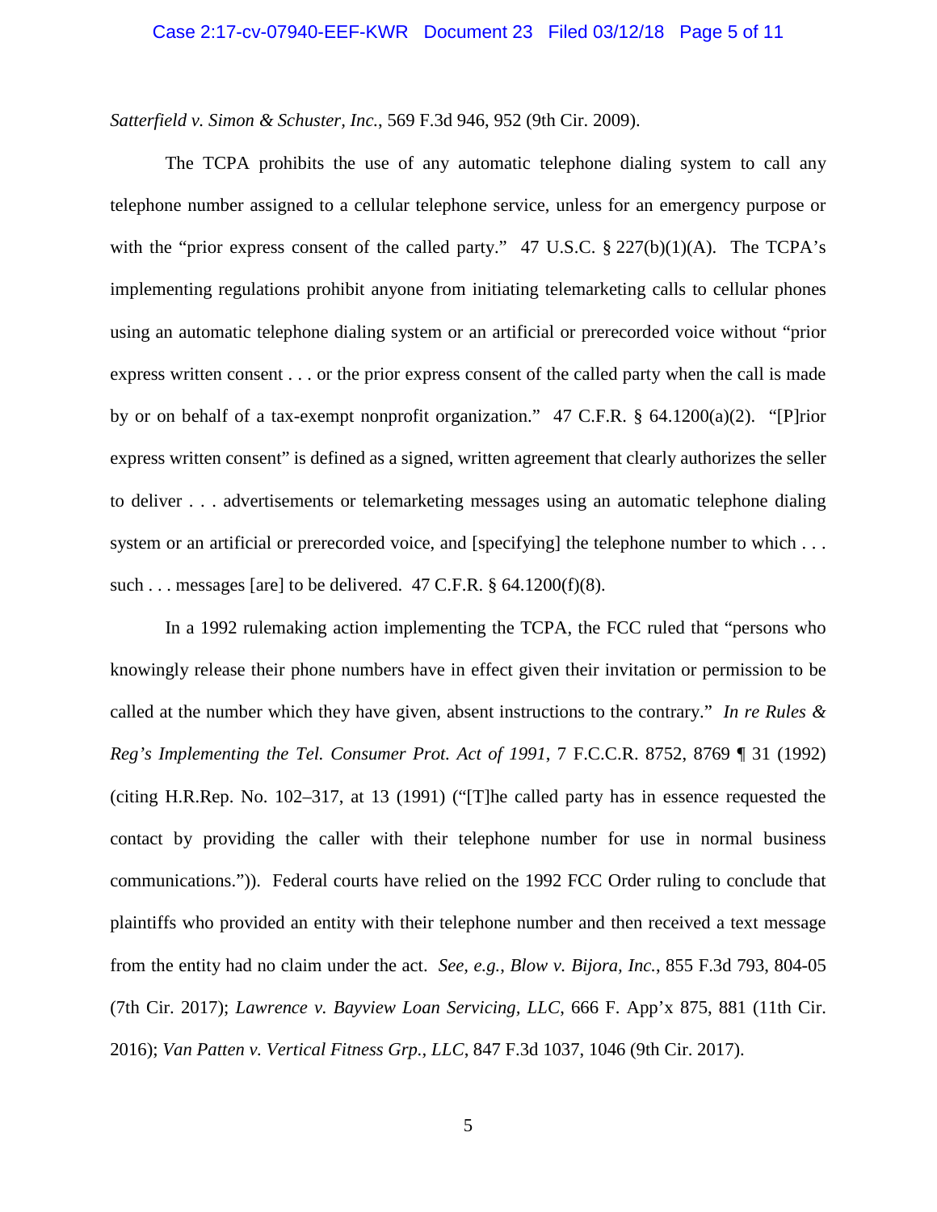*Satterfield v. Simon & Schuster, Inc.*, 569 F.3d 946, 952 (9th Cir. 2009).

The TCPA prohibits the use of any automatic telephone dialing system to call any telephone number assigned to a cellular telephone service, unless for an emergency purpose or with the "prior express consent of the called party." 47 U.S.C. § 227(b)(1)(A). The TCPA's implementing regulations prohibit anyone from initiating telemarketing calls to cellular phones using an automatic telephone dialing system or an artificial or prerecorded voice without "prior express written consent . . . or the prior express consent of the called party when the call is made by or on behalf of a tax-exempt nonprofit organization." 47 C.F.R. § 64.1200(a)(2). "[P]rior express written consent" is defined as a signed, written agreement that clearly authorizes the seller to deliver . . . advertisements or telemarketing messages using an automatic telephone dialing system or an artificial or prerecorded voice, and [specifying] the telephone number to which . . . such . . . messages [are] to be delivered. 47 C.F.R. § 64.1200(f)(8).

In a 1992 rulemaking action implementing the TCPA, the FCC ruled that "persons who knowingly release their phone numbers have in effect given their invitation or permission to be called at the number which they have given, absent instructions to the contrary." *In re Rules & Reg's Implementing the Tel. Consumer Prot. Act of 1991*, 7 F.C.C.R. 8752, 8769 ¶ 31 (1992) (citing H.R.Rep. No. 102–317, at 13 (1991) ("[T]he called party has in essence requested the contact by providing the caller with their telephone number for use in normal business communications.")). Federal courts have relied on the 1992 FCC Order ruling to conclude that plaintiffs who provided an entity with their telephone number and then received a text message from the entity had no claim under the act. *See, e.g.*, *Blow v. Bijora, Inc.*, 855 F.3d 793, 804-05 (7th Cir. 2017); *Lawrence v. Bayview Loan Servicing, LLC*, 666 F. App'x 875, 881 (11th Cir. 2016); *Van Patten v. Vertical Fitness Grp., LLC*, 847 F.3d 1037, 1046 (9th Cir. 2017).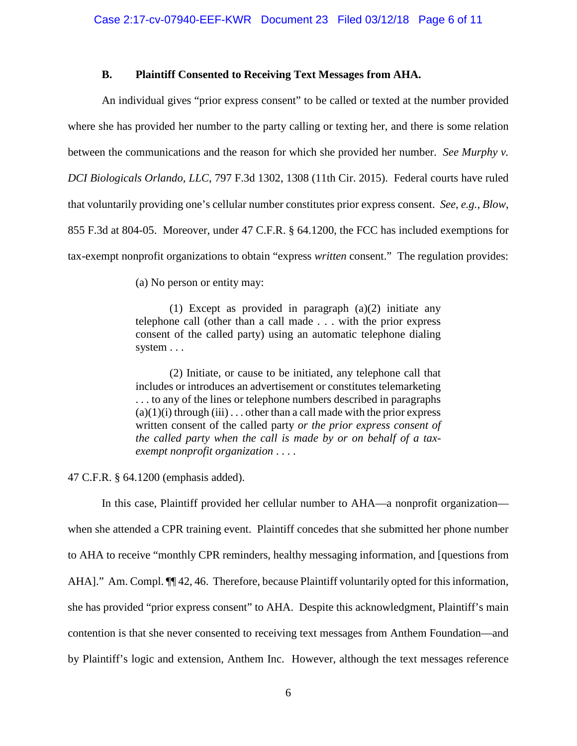### B. Plaintiff Consented to Receiving Text Messages from AHA.

An individual gives "prior express consent" to be called or texted at the number provided where she has provided her number to the party calling or texting her, and there is some relation between the communications and the reason for which she provided her number. *See Murphy v. DCI Biologicals Orlando, LLC*, 797 F.3d 1302, 1308 (11th Cir. 2015). Federal courts have ruled that voluntarily providing one's cellular number constitutes prior express consent. *See, e.g.*, *Blow*, 855 F.3d at 804-05. Moreover, under 47 C.F.R. § 64.1200, the FCC has included exemptions for tax-exempt nonprofit organizations to obtain "express *written* consent." The regulation provides:

> (a) No person or entity may:
>
> (1) Except as provided in paragraph (a)(2) initiate any telephone call (other than a call made . . . with the prior express consent of the called party) using an automatic telephone dialing system . . .
>
> (2) Initiate, or cause to be initiated, any telephone call that includes or introduces an advertisement or constitutes telemarketing . . . to any of the lines or telephone numbers described in paragraphs (a)(1)(i) through (iii) . . . other than a call made with the prior express written consent of the called party *or the prior express consent of the called party when the call is made by or on behalf of a tax-exempt nonprofit organization* . . . .

47 C.F.R. § 64.1200 (emphasis added).

In this case, Plaintiff provided her cellular number to AHA—a nonprofit organization—when she attended a CPR training event. Plaintiff concedes that she submitted her phone number to AHA to receive "monthly CPR reminders, healthy messaging information, and [questions from AHA]." Am. Compl. ¶¶ 42, 46. Therefore, because Plaintiff voluntarily opted for this information, she has provided "prior express consent" to AHA. Despite this acknowledgment, Plaintiff's main contention is that she never consented to receiving text messages from Anthem Foundation—and by Plaintiff's logic and extension, Anthem Inc. However, although the text messages reference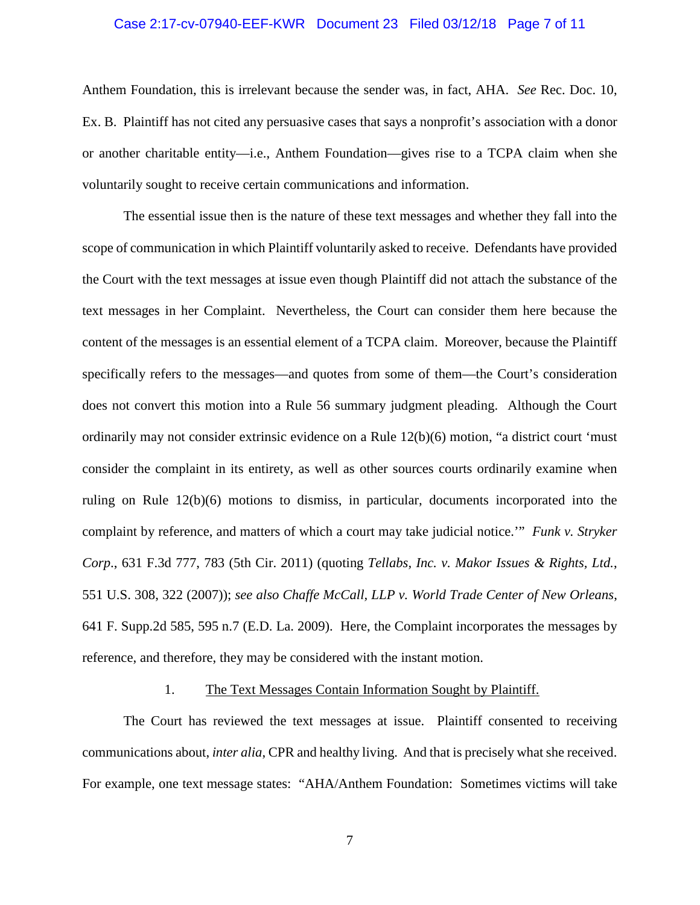Anthem Foundation, this is irrelevant because the sender was, in fact, AHA. *See* Rec. Doc. 10, Ex. B. Plaintiff has not cited any persuasive cases that says a nonprofit's association with a donor or another charitable entity—i.e., Anthem Foundation—gives rise to a TCPA claim when she voluntarily sought to receive certain communications and information.

The essential issue then is the nature of these text messages and whether they fall into the scope of communication in which Plaintiff voluntarily asked to receive. Defendants have provided the Court with the text messages at issue even though Plaintiff did not attach the substance of the text messages in her Complaint. Nevertheless, the Court can consider them here because the content of the messages is an essential element of a TCPA claim. Moreover, because the Plaintiff specifically refers to the messages—and quotes from some of them—the Court's consideration does not convert this motion into a Rule 56 summary judgment pleading. Although the Court ordinarily may not consider extrinsic evidence on a Rule 12(b)(6) motion, "a district court 'must consider the complaint in its entirety, as well as other sources courts ordinarily examine when ruling on Rule 12(b)(6) motions to dismiss, in particular, documents incorporated into the complaint by reference, and matters of which a court may take judicial notice.'" *Funk v. Stryker Corp*., 631 F.3d 777, 783 (5th Cir. 2011) (quoting *Tellabs, Inc. v. Makor Issues & Rights, Ltd.*, 551 U.S. 308, 322 (2007)); *see also Chaffe McCall, LLP v. World Trade Center of New Orleans*, 641 F. Supp.2d 585, 595 n.7 (E.D. La. 2009). Here, the Complaint incorporates the messages by reference, and therefore, they may be considered with the instant motion.

1. <u>The Text Messages Contain Information Sought by Plaintiff.</u>

The Court has reviewed the text messages at issue. Plaintiff consented to receiving communications about, *inter alia*, CPR and healthy living. And that is precisely what she received. For example, one text message states: "AHA/Anthem Foundation: Sometimes victims will take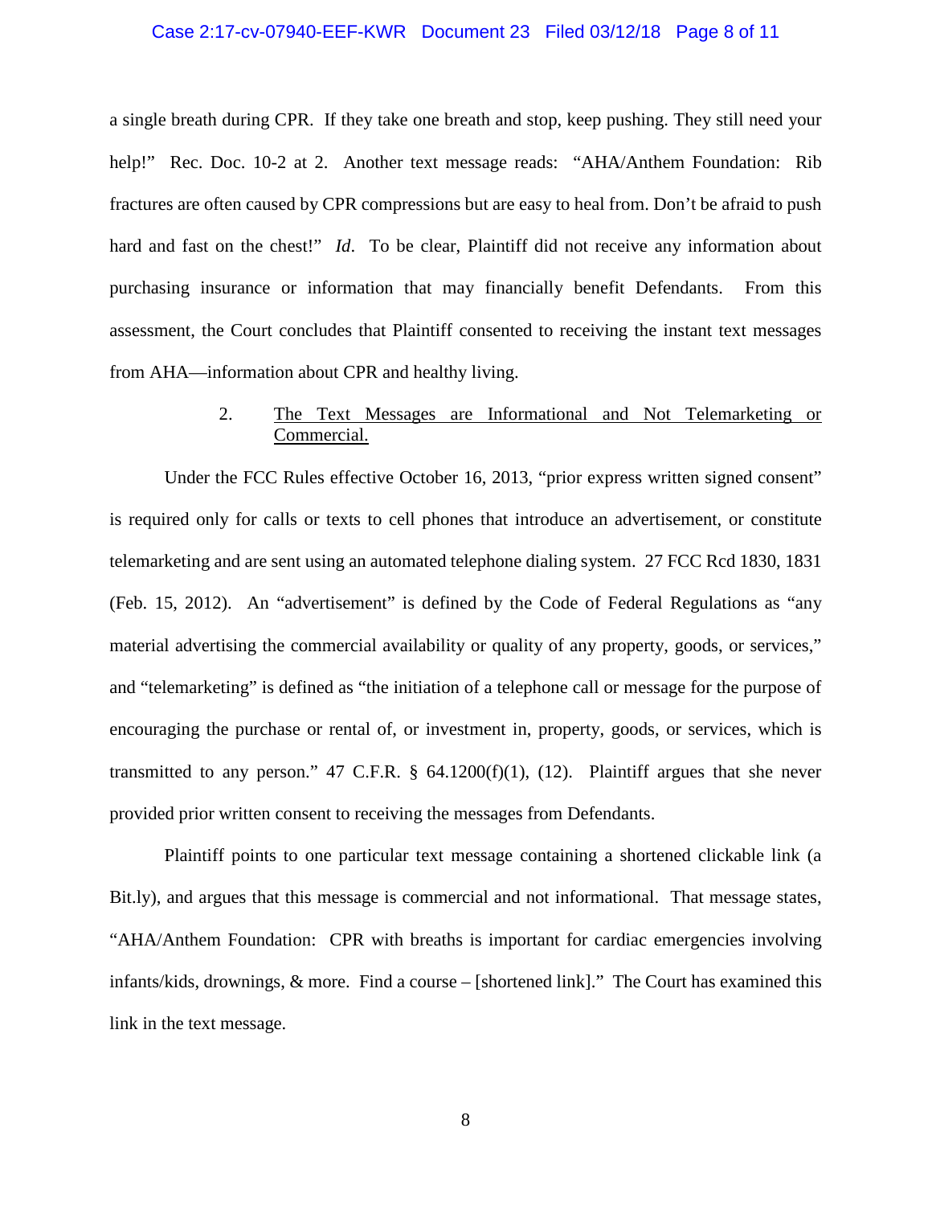a single breath during CPR. If they take one breath and stop, keep pushing. They still need your help!" Rec. Doc. 10-2 at 2. Another text message reads: "AHA/Anthem Foundation: Rib fractures are often caused by CPR compressions but are easy to heal from. Don't be afraid to push hard and fast on the chest!" *Id*. To be clear, Plaintiff did not receive any information about purchasing insurance or information that may financially benefit Defendants. From this assessment, the Court concludes that Plaintiff consented to receiving the instant text messages from AHA—information about CPR and healthy living.

### 2. <u>The Text Messages are Informational and Not Telemarketing or Commercial.</u>

Under the FCC Rules effective October 16, 2013, "prior express written signed consent" is required only for calls or texts to cell phones that introduce an advertisement, or constitute telemarketing and are sent using an automated telephone dialing system. 27 FCC Rcd 1830, 1831 (Feb. 15, 2012). An "advertisement" is defined by the Code of Federal Regulations as "any material advertising the commercial availability or quality of any property, goods, or services," and "telemarketing" is defined as "the initiation of a telephone call or message for the purpose of encouraging the purchase or rental of, or investment in, property, goods, or services, which is transmitted to any person." 47 C.F.R. § 64.1200(f)(1), (12). Plaintiff argues that she never provided prior written consent to receiving the messages from Defendants.

Plaintiff points to one particular text message containing a shortened clickable link (a Bit.ly), and argues that this message is commercial and not informational. That message states, "AHA/Anthem Foundation: CPR with breaths is important for cardiac emergencies involving infants/kids, drownings, & more. Find a course – [shortened link]." The Court has examined this link in the text message.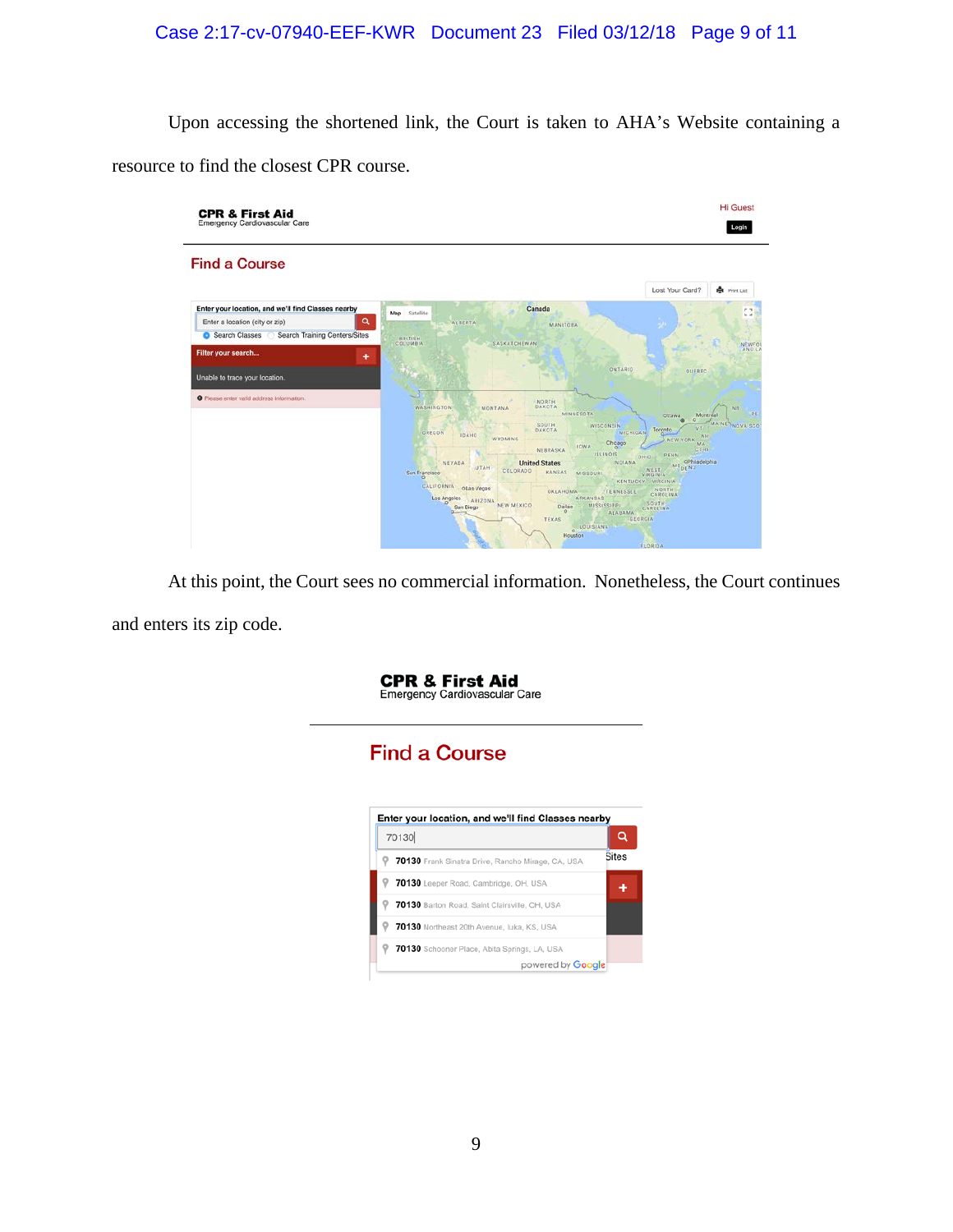Upon accessing the shortened link, the Court is taken to AHA's Website containing a resource to find the closest CPR course.

At this point, the Court sees no commercial information. Nonetheless, the Court continues and enters its zip code.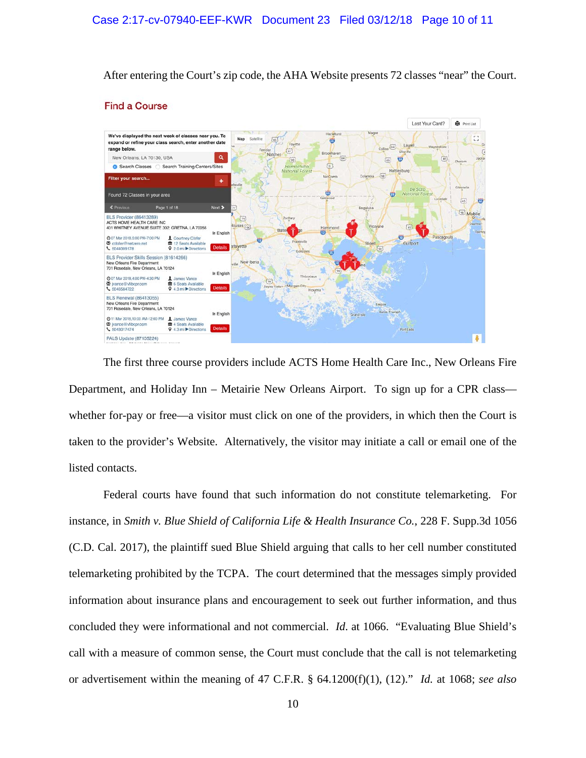After entering the Court's zip code, the AHA Website presents 72 classes "near" the Court.

The first three course providers include ACTS Home Health Care Inc., New Orleans Fire Department, and Holiday Inn – Metairie New Orleans Airport. To sign up for a CPR class—whether for-pay or free—a visitor must click on one of the providers, in which then the Court is taken to the provider's Website. Alternatively, the visitor may initiate a call or email one of the listed contacts.

Federal courts have found that such information do not constitute telemarketing. For instance, in *Smith v. Blue Shield of California Life & Health Insurance Co.*, 228 F. Supp.3d 1056 (C.D. Cal. 2017), the plaintiff sued Blue Shield arguing that calls to her cell number constituted telemarketing prohibited by the TCPA. The court determined that the messages simply provided information about insurance plans and encouragement to seek out further information, and thus concluded they were informational and not commercial. *Id.* at 1066. "Evaluating Blue Shield's call with a measure of common sense, the Court must conclude that the call is not telemarketing or advertisement within the meaning of 47 C.F.R. § 64.1200(f)(1), (12)." *Id.* at 1068; *see also*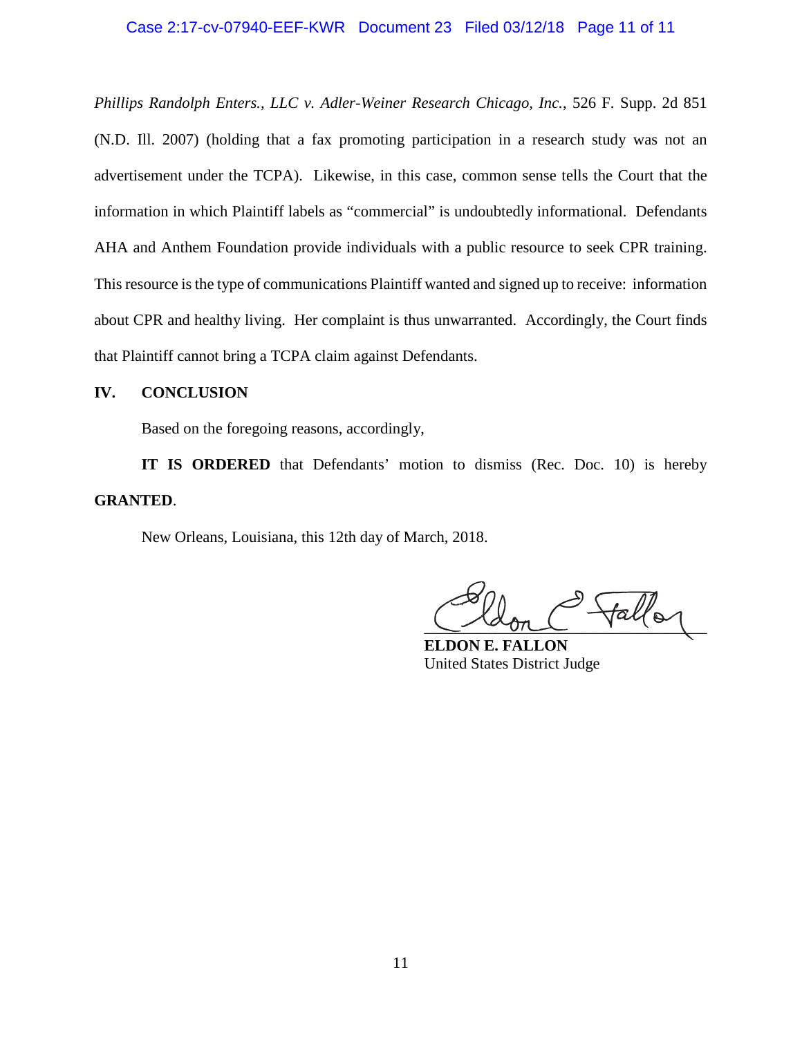*Phillips Randolph Enters., LLC v. Adler-Weiner Research Chicago, Inc.*, 526 F. Supp. 2d 851 (N.D. Ill. 2007) (holding that a fax promoting participation in a research study was not an advertisement under the TCPA). Likewise, in this case, common sense tells the Court that the information in which Plaintiff labels as "commercial" is undoubtedly informational. Defendants AHA and Anthem Foundation provide individuals with a public resource to seek CPR training. This resource is the type of communications Plaintiff wanted and signed up to receive: information about CPR and healthy living. Her complaint is thus unwarranted. Accordingly, the Court finds that Plaintiff cannot bring a TCPA claim against Defendants.

## IV. CONCLUSION

Based on the foregoing reasons, accordingly,

**IT IS ORDERED** that Defendants' motion to dismiss (Rec. Doc. 10) is hereby **GRANTED**.

New Orleans, Louisiana, this 12th day of March, 2018.

**ELDON E. FALLON**
United States District Judge